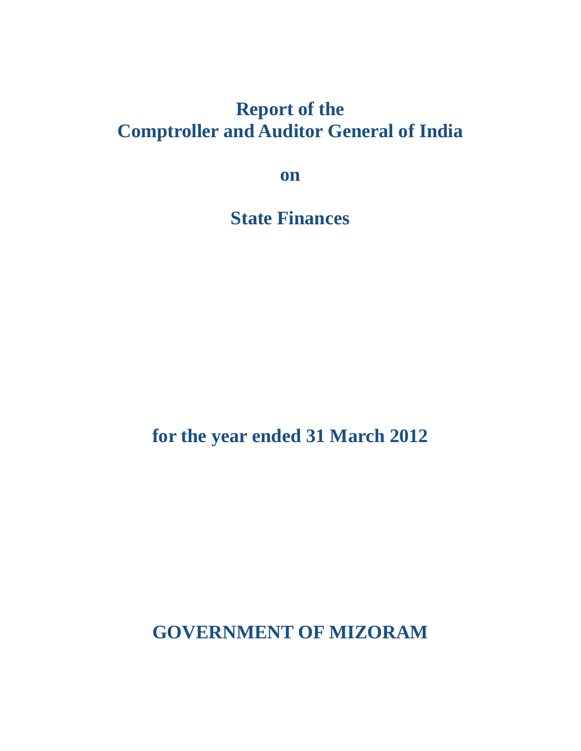# Report of the Comptroller and Auditor General of India

## on

## State Finances

### for the year ended 31 March 2012

## GOVERNMENT OF MIZORAM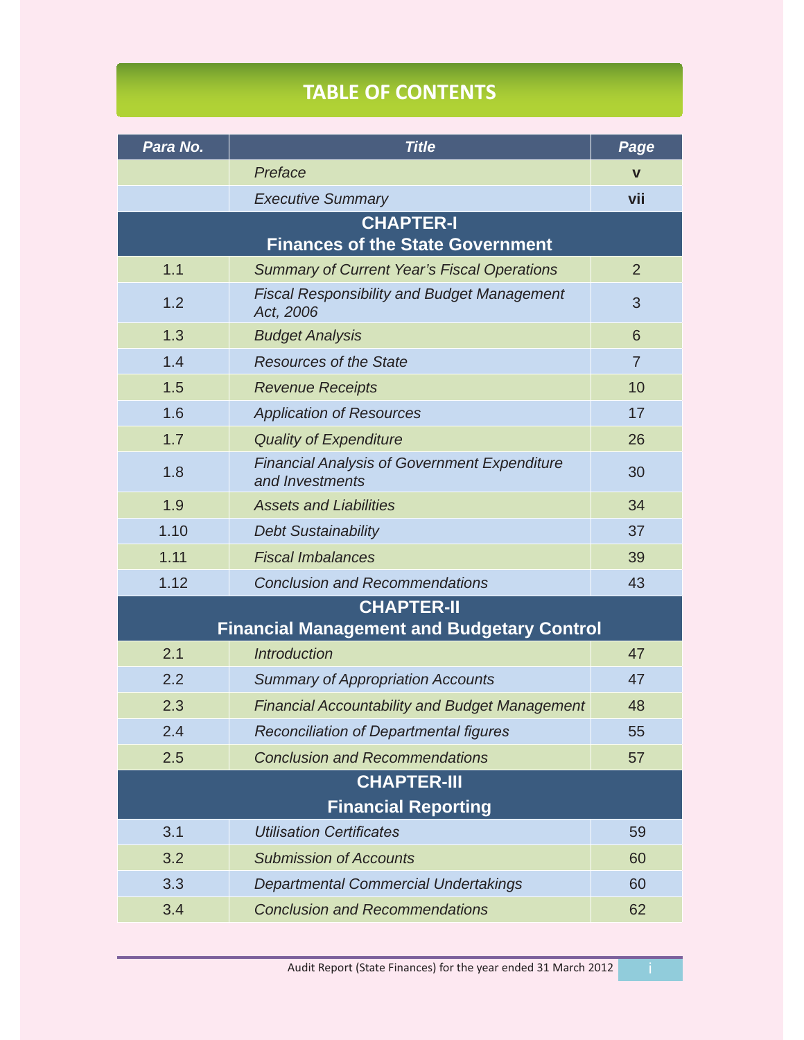# TABLE OF CONTENTS

| Para No. | Title | Page |
|---|---|---|
| | *Preface* | v |
| | *Executive Summary* | vii |
| **CHAPTER-I Finances of the State Government** | | |
| 1.1 | *Summary of Current Year's Fiscal Operations* | 2 |
| 1.2 | *Fiscal Responsibility and Budget Management Act, 2006* | 3 |
| 1.3 | *Budget Analysis* | 6 |
| 1.4 | *Resources of the State* | 7 |
| 1.5 | *Revenue Receipts* | 10 |
| 1.6 | *Application of Resources* | 17 |
| 1.7 | *Quality of Expenditure* | 26 |
| 1.8 | *Financial Analysis of Government Expenditure and Investments* | 30 |
| 1.9 | *Assets and Liabilities* | 34 |
| 1.10 | *Debt Sustainability* | 37 |
| 1.11 | *Fiscal Imbalances* | 39 |
| 1.12 | *Conclusion and Recommendations* | 43 |
| **CHAPTER-II Financial Management and Budgetary Control** | | |
| 2.1 | *Introduction* | 47 |
| 2.2 | *Summary of Appropriation Accounts* | 47 |
| 2.3 | *Financial Accountability and Budget Management* | 48 |
| 2.4 | *Reconciliation of Departmental figures* | 55 |
| 2.5 | *Conclusion and Recommendations* | 57 |
| **CHAPTER-III Financial Reporting** | | |
| 3.1 | *Utilisation Certificates* | 59 |
| 3.2 | *Submission of Accounts* | 60 |
| 3.3 | *Departmental Commercial Undertakings* | 60 |
| 3.4 | *Conclusion and Recommendations* | 62 |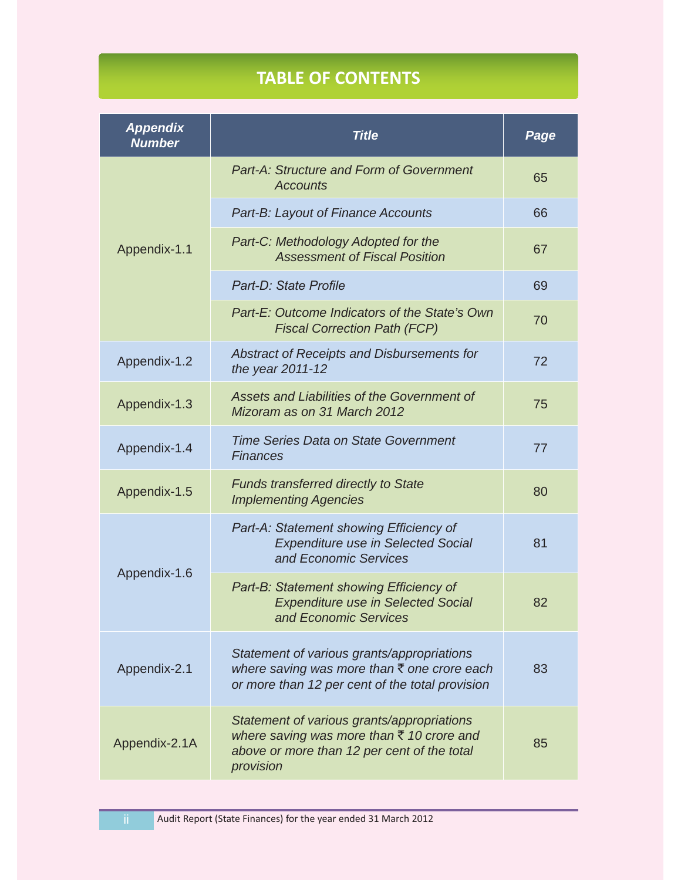# TABLE OF CONTENTS

| *Appendix Number* | *Title* | *Page* |
|---|---|---|
| Appendix-1.1 | *Part-A: Structure and Form of Government Accounts* | 65 |
| | *Part-B: Layout of Finance Accounts* | 66 |
| | *Part-C: Methodology Adopted for the Assessment of Fiscal Position* | 67 |
| | *Part-D: State Profile* | 69 |
| | *Part-E: Outcome Indicators of the State's Own Fiscal Correction Path (FCP)* | 70 |
| Appendix-1.2 | *Abstract of Receipts and Disbursements for the year 2011-12* | 72 |
| Appendix-1.3 | *Assets and Liabilities of the Government of Mizoram as on 31 March 2012* | 75 |
| Appendix-1.4 | *Time Series Data on State Government Finances* | 77 |
| Appendix-1.5 | *Funds transferred directly to State Implementing Agencies* | 80 |
| Appendix-1.6 | *Part-A: Statement showing Efficiency of Expenditure use in Selected Social and Economic Services* | 81 |
| | *Part-B: Statement showing Efficiency of Expenditure use in Selected Social and Economic Services* | 82 |
| Appendix-2.1 | *Statement of various grants/appropriations where saving was more than ₹ one crore each or more than 12 per cent of the total provision* | 83 |
| Appendix-2.1A | *Statement of various grants/appropriations where saving was more than ₹ 10 crore and above or more than 12 per cent of the total provision* | 85 |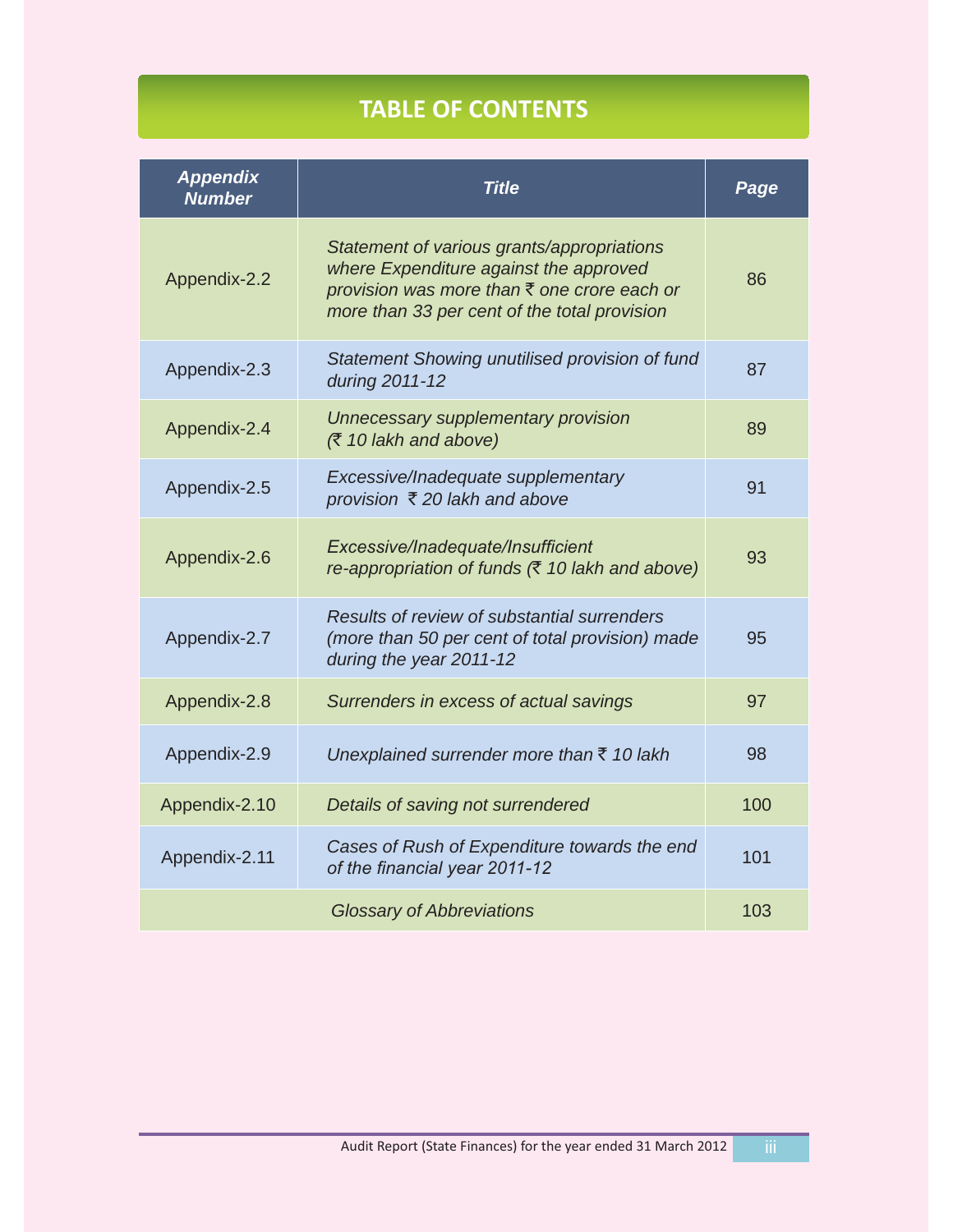# TABLE OF CONTENTS

| *Appendix Number* | *Title* | *Page* |
|---|---|---|
| Appendix-2.2 | *Statement of various grants/appropriations where Expenditure against the approved provision was more than ₹ one crore each or more than 33 per cent of the total provision* | 86 |
| Appendix-2.3 | *Statement Showing unutilised provision of fund during 2011-12* | 87 |
| Appendix-2.4 | *Unnecessary supplementary provision (₹ 10 lakh and above)* | 89 |
| Appendix-2.5 | *Excessive/Inadequate supplementary provision ₹ 20 lakh and above* | 91 |
| Appendix-2.6 | *Excessive/Inadequate/Insufficient re-appropriation of funds (₹ 10 lakh and above)* | 93 |
| Appendix-2.7 | *Results of review of substantial surrenders (more than 50 per cent of total provision) made during the year 2011-12* | 95 |
| Appendix-2.8 | *Surrenders in excess of actual savings* | 97 |
| Appendix-2.9 | *Unexplained surrender more than ₹ 10 lakh* | 98 |
| Appendix-2.10 | *Details of saving not surrendered* | 100 |
| Appendix-2.11 | *Cases of Rush of Expenditure towards the end of the financial year 2011-12* | 101 |
| | *Glossary of Abbreviations* | 103 |